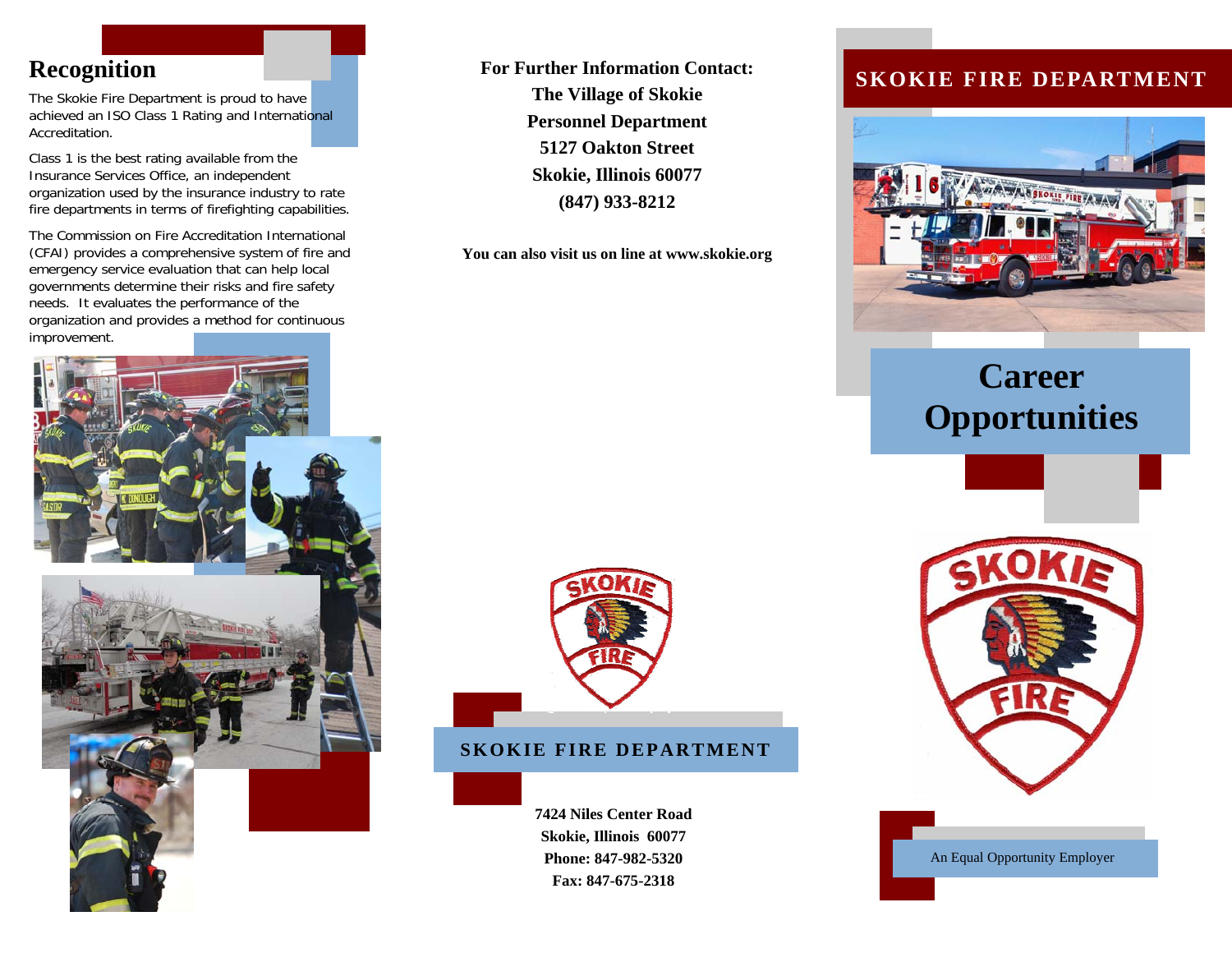## Recognition

The Skokie Fire Department is proud to have achieved an ISO Class 1 Rating and International Accreditation.

Class 1 is the best rating available from the Insurance Services Office, an independent organization used by the insurance industry to rate fire departments in terms of firefighting capabilities.

The Commission on Fire Accreditation International (CFAI) provides a comprehensive system of fire and emergency service evaluation that can help local governments determine their risks and fire safety needs. It evaluates the performance of the organization and provides a method for continuous improvement.

**For Further Information Contact:**
**The Village of Skokie**
**Personnel Department**
**5127 Oakton Street**
**Skokie, Illinois 60077**
**(847) 933-8212**

**You can also visit us on line at www.skokie.org**

**SKOKIE FIRE DEPARTMENT**

**7424 Niles Center Road**
**Skokie, Illinois 60077**
**Phone: 847-982-5320**
**Fax: 847-675-2318**

# SKOKIE FIRE DEPARTMENT

# Career Opportunities

An Equal Opportunity Employer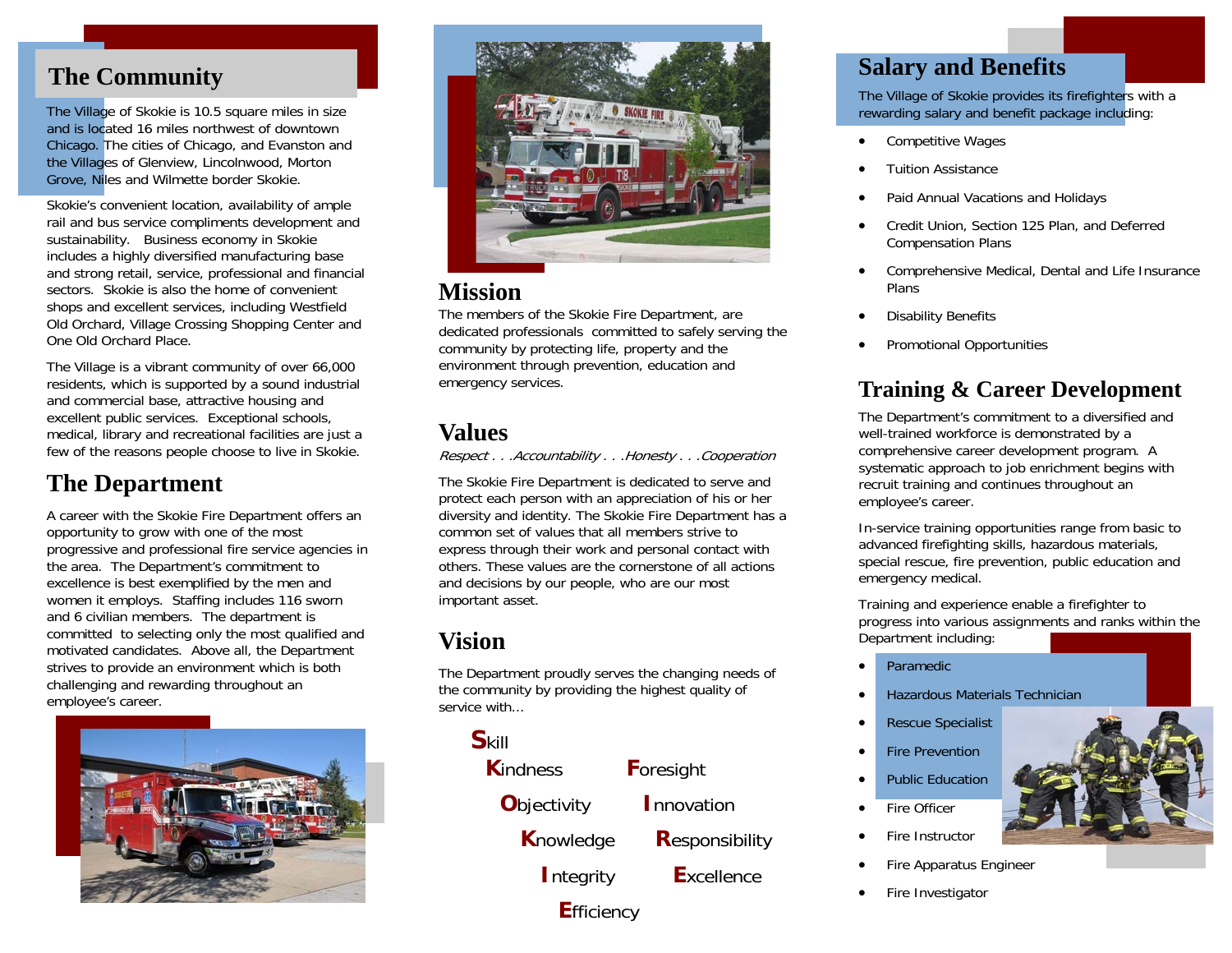## The Community

The Village of Skokie is 10.5 square miles in size and is located 16 miles northwest of downtown Chicago. The cities of Chicago, and Evanston and the Villages of Glenview, Lincolnwood, Morton Grove, Niles and Wilmette border Skokie.

Skokie's convenient location, availability of ample rail and bus service compliments development and sustainability. Business economy in Skokie includes a highly diversified manufacturing base and strong retail, service, professional and financial sectors. Skokie is also the home of convenient shops and excellent services, including Westfield Old Orchard, Village Crossing Shopping Center and One Old Orchard Place.

The Village is a vibrant community of over 66,000 residents, which is supported by a sound industrial and commercial base, attractive housing and excellent public services. Exceptional schools, medical, library and recreational facilities are just a few of the reasons people choose to live in Skokie.

## The Department

A career with the Skokie Fire Department offers an opportunity to grow with one of the most progressive and professional fire service agencies in the area. The Department's commitment to excellence is best exemplified by the men and women it employs. Staffing includes 116 sworn and 6 civilian members. The department is committed to selecting only the most qualified and motivated candidates. Above all, the Department strives to provide an environment which is both challenging and rewarding throughout an employee's career.

## Mission

The members of the Skokie Fire Department, are dedicated professionals committed to safely serving the community by protecting life, property and the environment through prevention, education and emergency services.

## Values

*Respect . . .Accountability . . .Honesty . . .Cooperation*

The Skokie Fire Department is dedicated to serve and protect each person with an appreciation of his or her diversity and identity. The Skokie Fire Department has a common set of values that all members strive to express through their work and personal contact with others. These values are the cornerstone of all actions and decisions by our people, who are our most important asset.

## Vision

The Department proudly serves the changing needs of the community by providing the highest quality of service with…

**S**kill
**K**indness
**O**bjectivity
**K**nowledge
**I**ntegrity
**E**fficiency

**F**oresight
**I**nnovation
**R**esponsibility
**E**xcellence

## Salary and Benefits

The Village of Skokie provides its firefighters with a rewarding salary and benefit package including:

- Competitive Wages
- Tuition Assistance
- Paid Annual Vacations and Holidays
- Credit Union, Section 125 Plan, and Deferred Compensation Plans
- Comprehensive Medical, Dental and Life Insurance Plans
- Disability Benefits
- Promotional Opportunities

## Training & Career Development

The Department's commitment to a diversified and well-trained workforce is demonstrated by a comprehensive career development program. A systematic approach to job enrichment begins with recruit training and continues throughout an employee's career.

In-service training opportunities range from basic to advanced firefighting skills, hazardous materials, special rescue, fire prevention, public education and emergency medical.

Training and experience enable a firefighter to progress into various assignments and ranks within the Department including:

- Paramedic
- Hazardous Materials Technician
- Rescue Specialist
- Fire Prevention
- Public Education
- Fire Officer
- Fire Instructor
- Fire Apparatus Engineer
- Fire Investigator